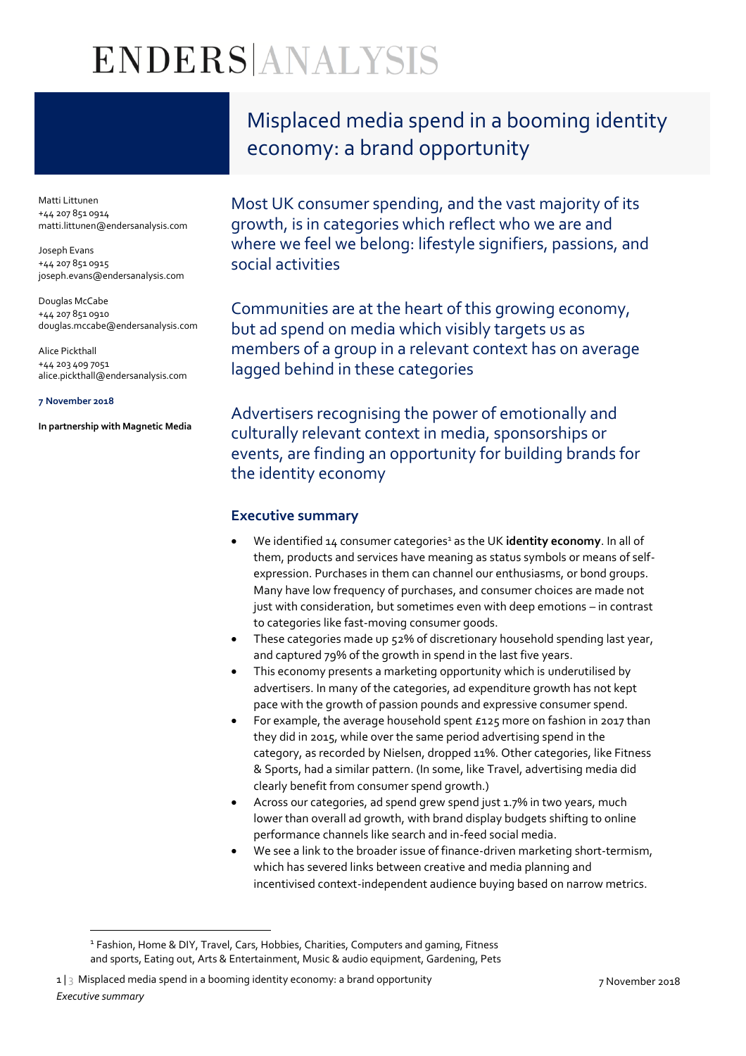# ENDERS | ANALYSIS

## Misplaced media spend in a booming identity economy: a brand opportunity

Matti Littunen
+44 207 851 0914
matti.littunen@endersanalysis.com

Joseph Evans
+44 207 851 0915
joseph.evans@endersanalysis.com

Douglas McCabe
+44 207 851 0910
douglas.mccabe@endersanalysis.com

Alice Pickthall
+44 203 409 7051
alice.pickthall@endersanalysis.com

**7 November 2018**

**In partnership with Magnetic Media**

Most UK consumer spending, and the vast majority of its growth, is in categories which reflect who we are and where we feel we belong: lifestyle signifiers, passions, and social activities

Communities are at the heart of this growing economy, but ad spend on media which visibly targets us as members of a group in a relevant context has on average lagged behind in these categories

Advertisers recognising the power of emotionally and culturally relevant context in media, sponsorships or events, are finding an opportunity for building brands for the identity economy

### Executive summary

- We identified 14 consumer categories[1] as the UK **identity economy**. In all of them, products and services have meaning as status symbols or means of self-expression. Purchases in them can channel our enthusiasms, or bond groups. Many have low frequency of purchases, and consumer choices are made not just with consideration, but sometimes even with deep emotions – in contrast to categories like fast-moving consumer goods.
- These categories made up 52% of discretionary household spending last year, and captured 79% of the growth in spend in the last five years.
- This economy presents a marketing opportunity which is underutilised by advertisers. In many of the categories, ad expenditure growth has not kept pace with the growth of passion pounds and expressive consumer spend.
- For example, the average household spent £125 more on fashion in 2017 than they did in 2015, while over the same period advertising spend in the category, as recorded by Nielsen, dropped 11%. Other categories, like Fitness & Sports, had a similar pattern. (In some, like Travel, advertising media did clearly benefit from consumer spend growth.)
- Across our categories, ad spend grew spend just 1.7% in two years, much lower than overall ad growth, with brand display budgets shifting to online performance channels like search and in-feed social media.
- We see a link to the broader issue of finance-driven marketing short-termism, which has severed links between creative and media planning and incentivised context-independent audience buying based on narrow metrics.

[1] Fashion, Home & DIY, Travel, Cars, Hobbies, Charities, Computers and gaming, Fitness and sports, Eating out, Arts & Entertainment, Music & audio equipment, Gardening, Pets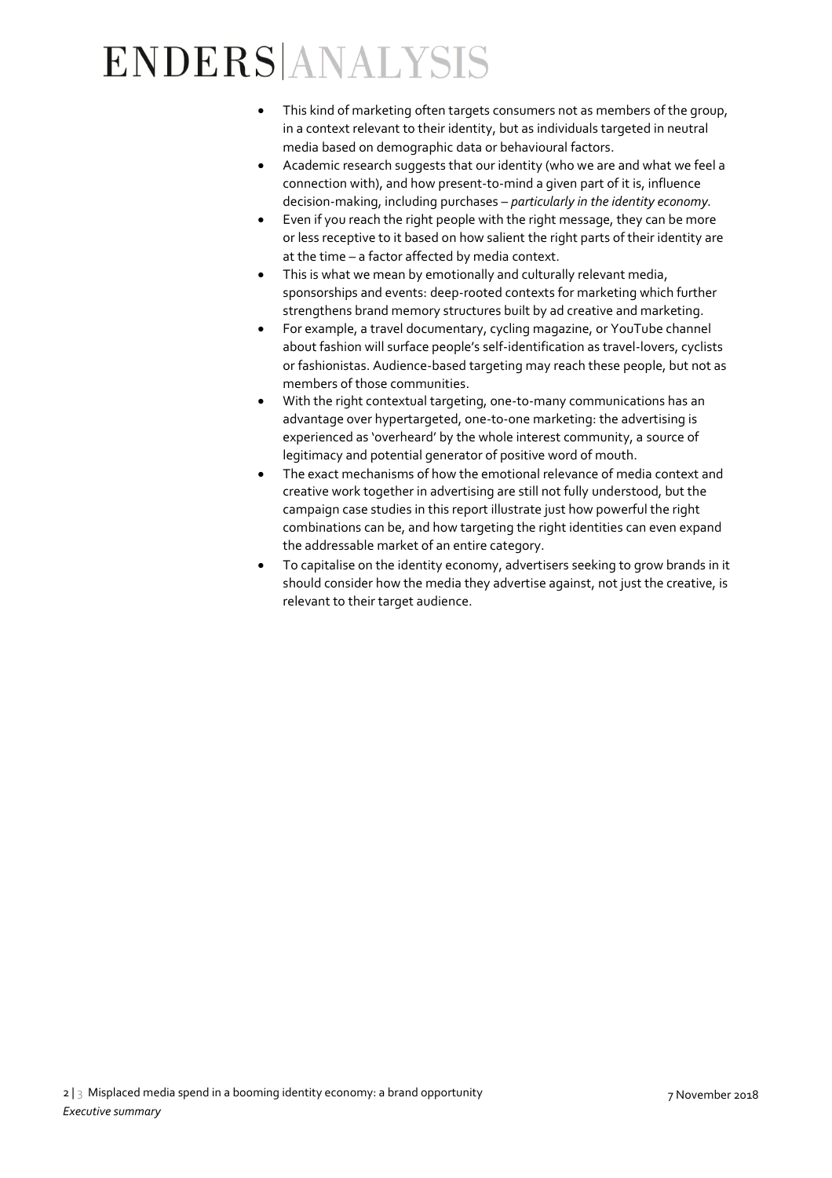- This kind of marketing often targets consumers not as members of the group, in a context relevant to their identity, but as individuals targeted in neutral media based on demographic data or behavioural factors.
- Academic research suggests that our identity (who we are and what we feel a connection with), and how present-to-mind a given part of it is, influence decision-making, including purchases – *particularly in the identity economy.*
- Even if you reach the right people with the right message, they can be more or less receptive to it based on how salient the right parts of their identity are at the time – a factor affected by media context.
- This is what we mean by emotionally and culturally relevant media, sponsorships and events: deep-rooted contexts for marketing which further strengthens brand memory structures built by ad creative and marketing.
- For example, a travel documentary, cycling magazine, or YouTube channel about fashion will surface people's self-identification as travel-lovers, cyclists or fashionistas. Audience-based targeting may reach these people, but not as members of those communities.
- With the right contextual targeting, one-to-many communications has an advantage over hypertargeted, one-to-one marketing: the advertising is experienced as 'overheard' by the whole interest community, a source of legitimacy and potential generator of positive word of mouth.
- The exact mechanisms of how the emotional relevance of media context and creative work together in advertising are still not fully understood, but the campaign case studies in this report illustrate just how powerful the right combinations can be, and how targeting the right identities can even expand the addressable market of an entire category.
- To capitalise on the identity economy, advertisers seeking to grow brands in it should consider how the media they advertise against, not just the creative, is relevant to their target audience.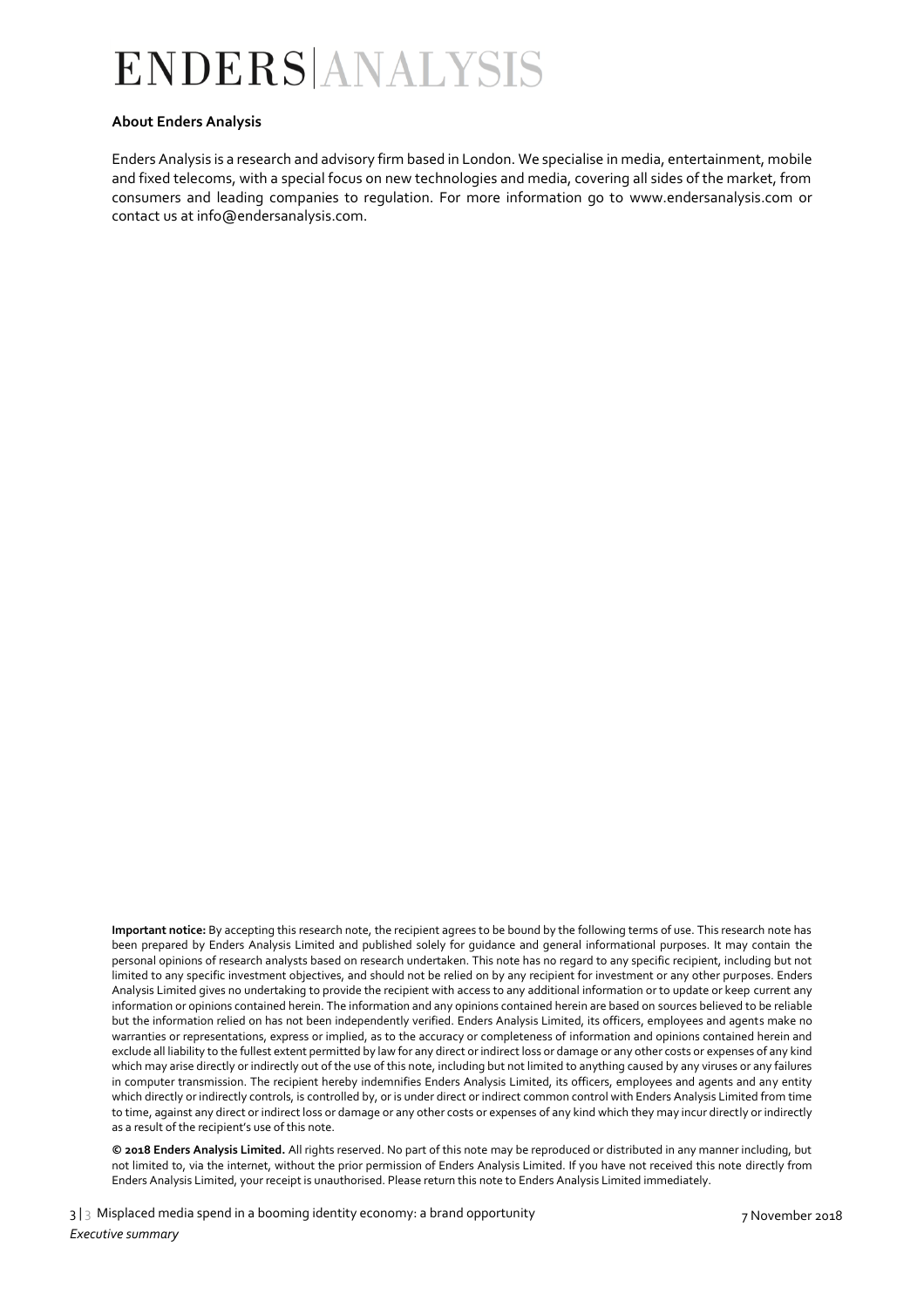**About Enders Analysis**

Enders Analysis is a research and advisory firm based in London. We specialise in media, entertainment, mobile and fixed telecoms, with a special focus on new technologies and media, covering all sides of the market, from consumers and leading companies to regulation. For more information go to www.endersanalysis.com or contact us at info@endersanalysis.com.

**Important notice:** By accepting this research note, the recipient agrees to be bound by the following terms of use. This research note has been prepared by Enders Analysis Limited and published solely for guidance and general informational purposes. It may contain the personal opinions of research analysts based on research undertaken. This note has no regard to any specific recipient, including but not limited to any specific investment objectives, and should not be relied on by any recipient for investment or any other purposes. Enders Analysis Limited gives no undertaking to provide the recipient with access to any additional information or to update or keep current any information or opinions contained herein. The information and any opinions contained herein are based on sources believed to be reliable but the information relied on has not been independently verified. Enders Analysis Limited, its officers, employees and agents make no warranties or representations, express or implied, as to the accuracy or completeness of information and opinions contained herein and exclude all liability to the fullest extent permitted by law for any direct or indirect loss or damage or any other costs or expenses of any kind which may arise directly or indirectly out of the use of this note, including but not limited to anything caused by any viruses or any failures in computer transmission. The recipient hereby indemnifies Enders Analysis Limited, its officers, employees and agents and any entity which directly or indirectly controls, is controlled by, or is under direct or indirect common control with Enders Analysis Limited from time to time, against any direct or indirect loss or damage or any other costs or expenses of any kind which they may incur directly or indirectly as a result of the recipient's use of this note.

**© 2018 Enders Analysis Limited.** All rights reserved. No part of this note may be reproduced or distributed in any manner including, but not limited to, via the internet, without the prior permission of Enders Analysis Limited. If you have not received this note directly from Enders Analysis Limited, your receipt is unauthorised. Please return this note to Enders Analysis Limited immediately.